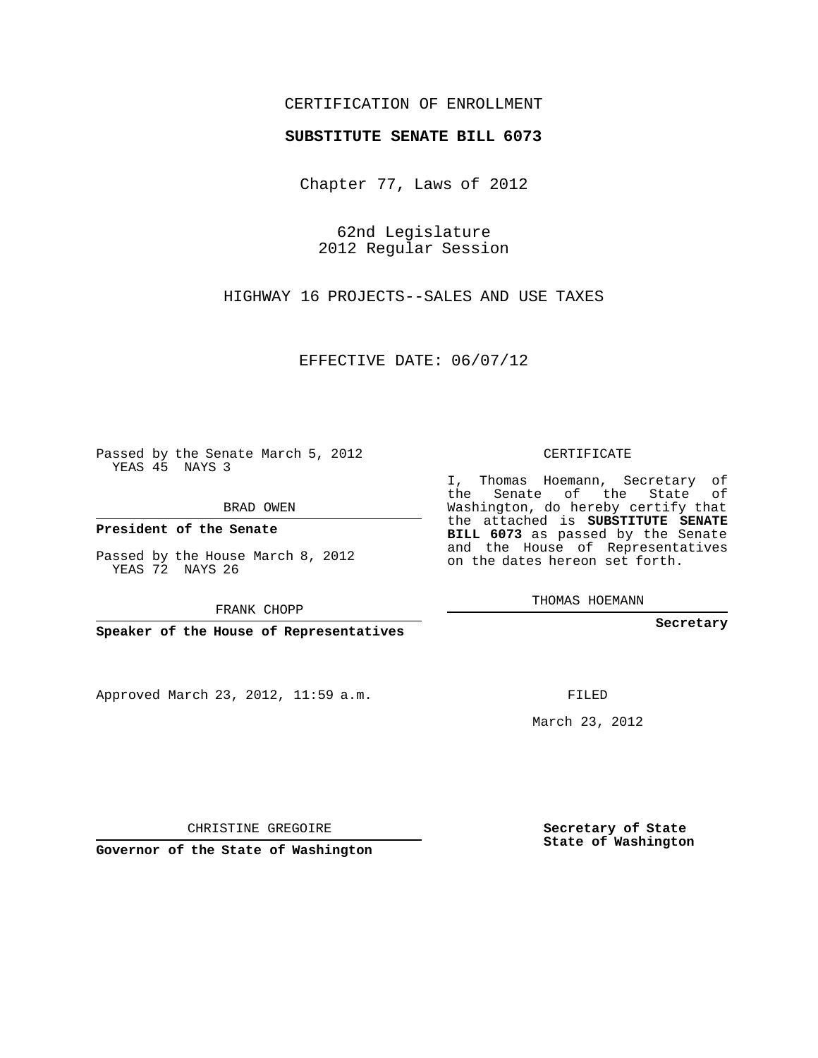CERTIFICATION OF ENROLLMENT

**SUBSTITUTE SENATE BILL 6073**

Chapter 77, Laws of 2012

62nd Legislature
2012 Regular Session

HIGHWAY 16 PROJECTS--SALES AND USE TAXES

EFFECTIVE DATE: 06/07/12

Passed by the Senate March 5, 2012
YEAS 45 NAYS 3

BRAD OWEN

**President of the Senate**

Passed by the House March 8, 2012
YEAS 72 NAYS 26

FRANK CHOPP

**Speaker of the House of Representatives**

Approved March 23, 2012, 11:59 a.m.

CHRISTINE GREGOIRE

**Governor of the State of Washington**

CERTIFICATE

I, Thomas Hoemann, Secretary of the Senate of the State of Washington, do hereby certify that the attached is **SUBSTITUTE SENATE BILL 6073** as passed by the Senate and the House of Representatives on the dates hereon set forth.

THOMAS HOEMANN

**Secretary**

FILED

March 23, 2012

**Secretary of State**
**State of Washington**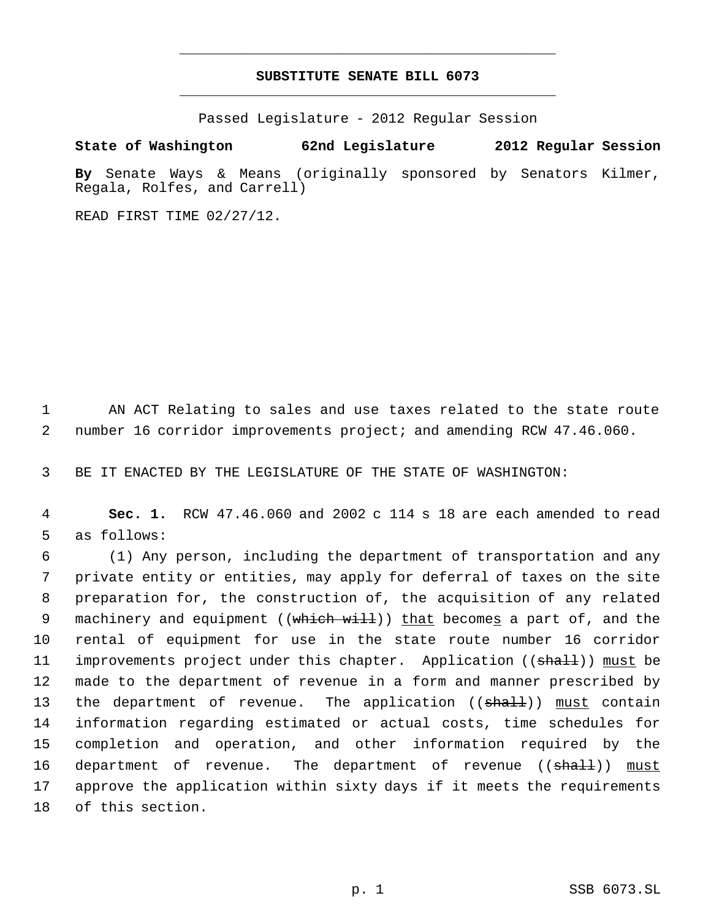# SUBSTITUTE SENATE BILL 6073

Passed Legislature - 2012 Regular Session

**State of Washington 62nd Legislature 2012 Regular Session**

**By** Senate Ways & Means (originally sponsored by Senators Kilmer, Regala, Rolfes, and Carrell)

READ FIRST TIME 02/27/12.

1 AN ACT Relating to sales and use taxes related to the state route
2 number 16 corridor improvements project; and amending RCW 47.46.060.

3 BE IT ENACTED BY THE LEGISLATURE OF THE STATE OF WASHINGTON:

4 **Sec. 1.** RCW 47.46.060 and 2002 c 114 s 18 are each amended to read
5 as follows:

6 (1) Any person, including the department of transportation and any
7 private entity or entities, may apply for deferral of taxes on the site
8 preparation for, the construction of, the acquisition of any related
9 machinery and equipment ((~~which will~~)) <u>that</u> become<u>s</u> a part of, and the
10 rental of equipment for use in the state route number 16 corridor
11 improvements project under this chapter. Application ((~~shall~~)) <u>must</u> be
12 made to the department of revenue in a form and manner prescribed by
13 the department of revenue. The application ((~~shall~~)) <u>must</u> contain
14 information regarding estimated or actual costs, time schedules for
15 completion and operation, and other information required by the
16 department of revenue. The department of revenue ((~~shall~~)) <u>must</u>
17 approve the application within sixty days if it meets the requirements
18 of this section.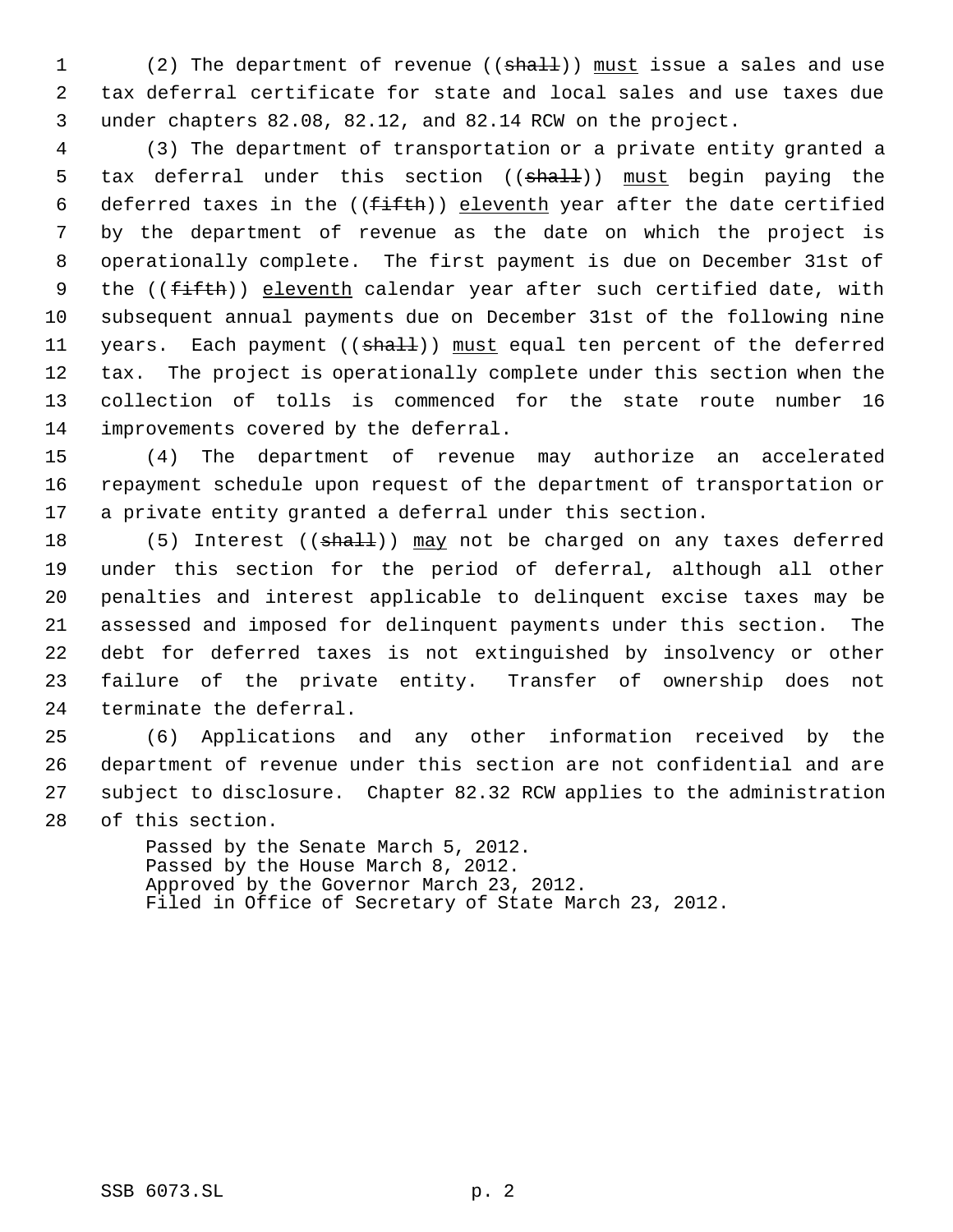(2) The department of revenue ((~~shall~~)) <u>must</u> issue a sales and use tax deferral certificate for state and local sales and use taxes due under chapters 82.08, 82.12, and 82.14 RCW on the project.

(3) The department of transportation or a private entity granted a tax deferral under this section ((~~shall~~)) <u>must</u> begin paying the deferred taxes in the ((~~fifth~~)) <u>eleventh</u> year after the date certified by the department of revenue as the date on which the project is operationally complete. The first payment is due on December 31st of the ((~~fifth~~)) <u>eleventh</u> calendar year after such certified date, with subsequent annual payments due on December 31st of the following nine years. Each payment ((~~shall~~)) <u>must</u> equal ten percent of the deferred tax. The project is operationally complete under this section when the collection of tolls is commenced for the state route number 16 improvements covered by the deferral.

(4) The department of revenue may authorize an accelerated repayment schedule upon request of the department of transportation or a private entity granted a deferral under this section.

(5) Interest ((~~shall~~)) <u>may</u> not be charged on any taxes deferred under this section for the period of deferral, although all other penalties and interest applicable to delinquent excise taxes may be assessed and imposed for delinquent payments under this section. The debt for deferred taxes is not extinguished by insolvency or other failure of the private entity. Transfer of ownership does not terminate the deferral.

(6) Applications and any other information received by the department of revenue under this section are not confidential and are subject to disclosure. Chapter 82.32 RCW applies to the administration of this section.

Passed by the Senate March 5, 2012.
Passed by the House March 8, 2012.
Approved by the Governor March 23, 2012.
Filed in Office of Secretary of State March 23, 2012.